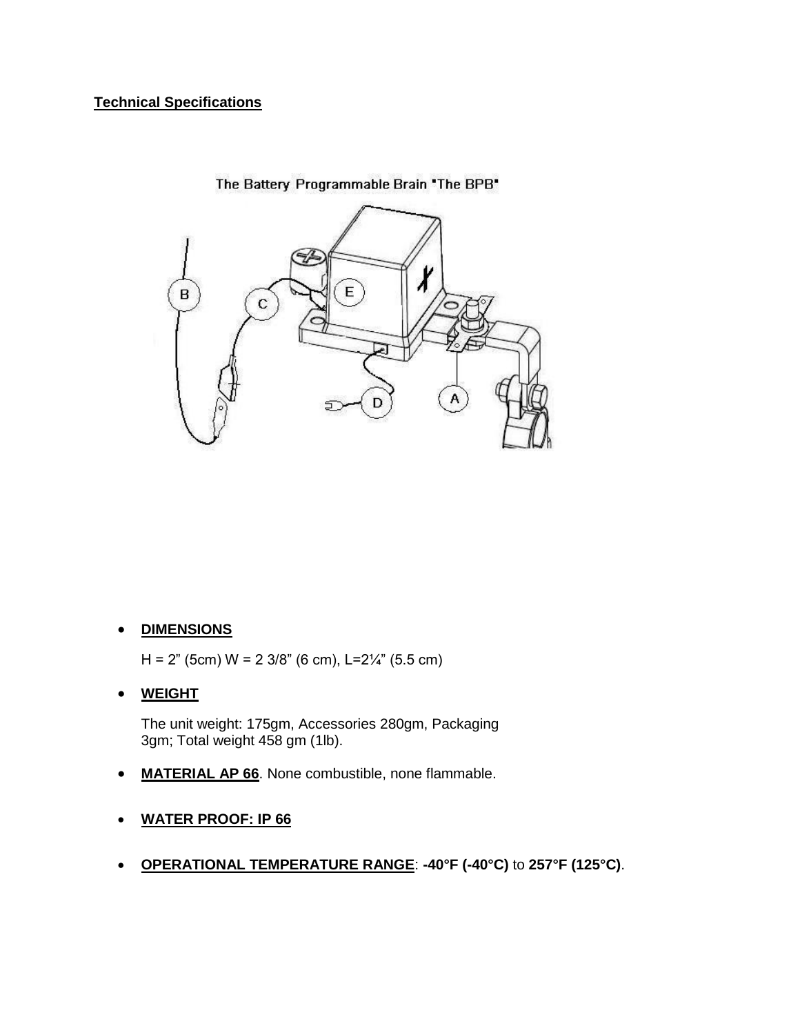**Technical Specifications**

The Battery Programmable Brain "The BPB"

- **DIMENSIONS**

  H = 2” (5cm) W = 2 3/8” (6 cm), L=2¼” (5.5 cm)

- **WEIGHT**

  The unit weight: 175gm, Accessories 280gm, Packaging 3gm; Total weight 458 gm (1lb).

- **MATERIAL AP 66**. None combustible, none flammable.

- **WATER PROOF: IP 66**

- **OPERATIONAL TEMPERATURE RANGE**: **-40°F (-40°C)** to **257°F (125°C)**.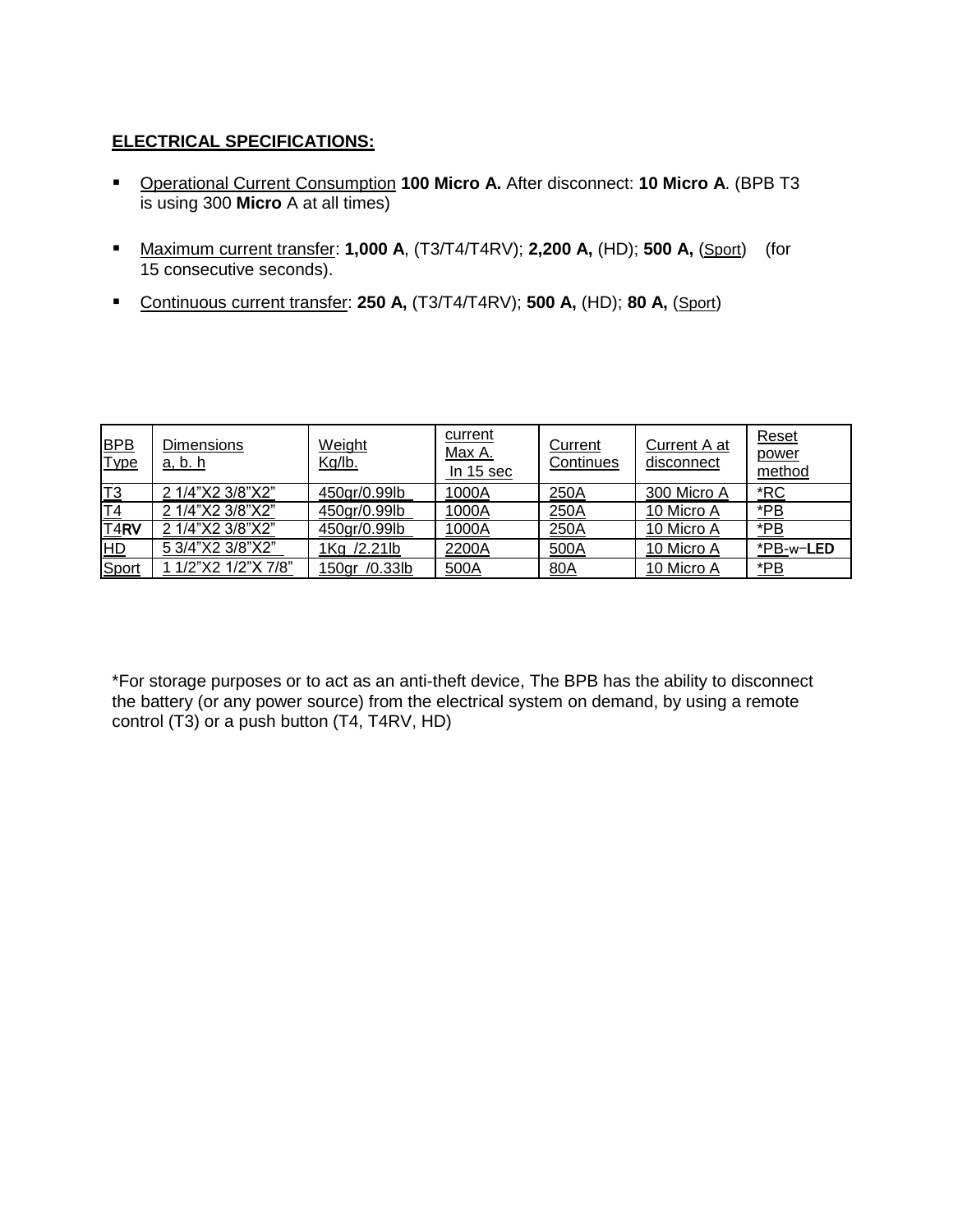**ELECTRICAL SPECIFICATIONS:**

- Operational Current Consumption **100 Micro A.** After disconnect: **10 Micro A**. (BPB T3 is using 300 **Micro** A at all times)
- Maximum current transfer: **1,000 A**, (T3/T4/T4RV); **2,200 A,** (HD); **500 A,** (Sport) (for 15 consecutive seconds).
- Continuous current transfer: **250 A,** (T3/T4/T4RV); **500 A,** (HD); **80 A,** (Sport)

| BPB Type | Dimensions a, b. h | Weight Kg/lb. | current Max A. In 15 sec | Current Continues | Current A at disconnect | Reset power method |
|---|---|---|---|---|---|---|
| T3 | 2 1/4"X2 3/8"X2" | 450gr/0.99lb | 1000A | 250A | 300 Micro A | *RC |
| T4 | 2 1/4"X2 3/8"X2" | 450gr/0.99lb | 1000A | 250A | 10 Micro A | *PB |
| T4**RV** | 2 1/4"X2 3/8"X2" | 450gr/0.99lb | 1000A | 250A | 10 Micro A | *PB |
| HD | 5 3/4"X2 3/8"X2" | 1Kg /2.21lb | 2200A | 500A | 10 Micro A | *PB-w-**LED** |
| Sport | 1 1/2"X2 1/2"X 7/8" | 150gr /0.33lb | 500A | 80A | 10 Micro A | *PB |

*For storage purposes or to act as an anti-theft device, The BPB has the ability to disconnect the battery (or any power source) from the electrical system on demand, by using a remote control (T3) or a push button (T4, T4RV, HD)